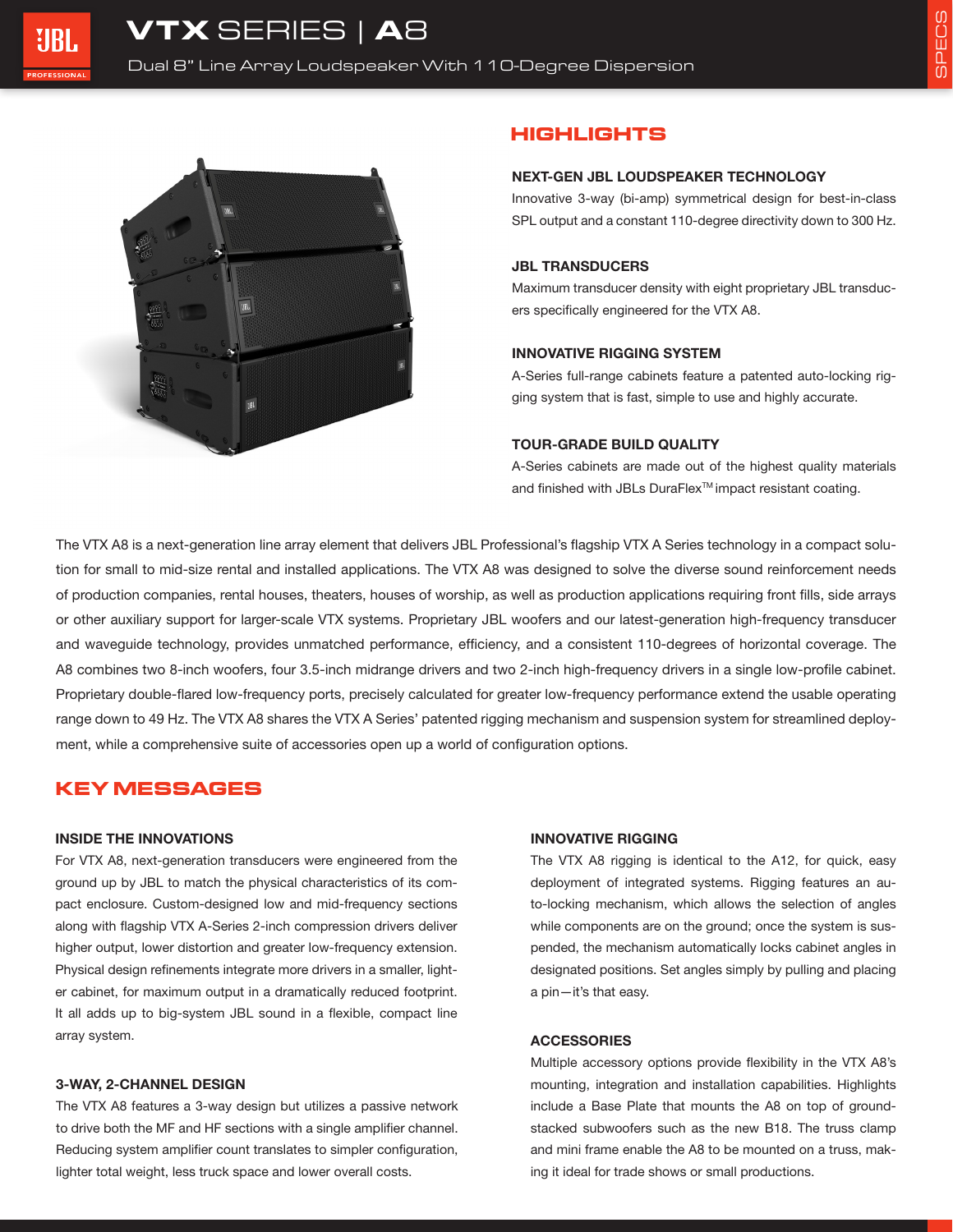# VTX SERIES | A8

Dual 8" Line Array Loudspeaker With 110-Degree Dispersion

## HIGHLIGHTS

**NEXT-GEN JBL LOUDSPEAKER TECHNOLOGY**

Innovative 3-way (bi-amp) symmetrical design for best-in-class SPL output and a constant 110-degree directivity down to 300 Hz.

**JBL TRANSDUCERS**

Maximum transducer density with eight proprietary JBL transducers specifically engineered for the VTX A8.

**INNOVATIVE RIGGING SYSTEM**

A-Series full-range cabinets feature a patented auto-locking rigging system that is fast, simple to use and highly accurate.

**TOUR-GRADE BUILD QUALITY**

A-Series cabinets are made out of the highest quality materials and finished with JBLs DuraFlex™ impact resistant coating.

The VTX A8 is a next-generation line array element that delivers JBL Professional's flagship VTX A Series technology in a compact solution for small to mid-size rental and installed applications. The VTX A8 was designed to solve the diverse sound reinforcement needs of production companies, rental houses, theaters, houses of worship, as well as production applications requiring front fills, side arrays or other auxiliary support for larger-scale VTX systems. Proprietary JBL woofers and our latest-generation high-frequency transducer and waveguide technology, provides unmatched performance, efficiency, and a consistent 110-degrees of horizontal coverage. The A8 combines two 8-inch woofers, four 3.5-inch midrange drivers and two 2-inch high-frequency drivers in a single low-profile cabinet. Proprietary double-flared low-frequency ports, precisely calculated for greater low-frequency performance extend the usable operating range down to 49 Hz. The VTX A8 shares the VTX A Series' patented rigging mechanism and suspension system for streamlined deployment, while a comprehensive suite of accessories open up a world of configuration options.

## KEY MESSAGES

**INSIDE THE INNOVATIONS**

For VTX A8, next-generation transducers were engineered from the ground up by JBL to match the physical characteristics of its compact enclosure. Custom-designed low and mid-frequency sections along with flagship VTX A-Series 2-inch compression drivers deliver higher output, lower distortion and greater low-frequency extension. Physical design refinements integrate more drivers in a smaller, lighter cabinet, for maximum output in a dramatically reduced footprint. It all adds up to big-system JBL sound in a flexible, compact line array system.

**3-WAY, 2-CHANNEL DESIGN**

The VTX A8 features a 3-way design but utilizes a passive network to drive both the MF and HF sections with a single amplifier channel. Reducing system amplifier count translates to simpler configuration, lighter total weight, less truck space and lower overall costs.

**INNOVATIVE RIGGING**

The VTX A8 rigging is identical to the A12, for quick, easy deployment of integrated systems. Rigging features an auto-locking mechanism, which allows the selection of angles while components are on the ground; once the system is suspended, the mechanism automatically locks cabinet angles in designated positions. Set angles simply by pulling and placing a pin—it's that easy.

**ACCESSORIES**

Multiple accessory options provide flexibility in the VTX A8's mounting, integration and installation capabilities. Highlights include a Base Plate that mounts the A8 on top of ground-stacked subwoofers such as the new B18. The truss clamp and mini frame enable the A8 to be mounted on a truss, making it ideal for trade shows or small productions.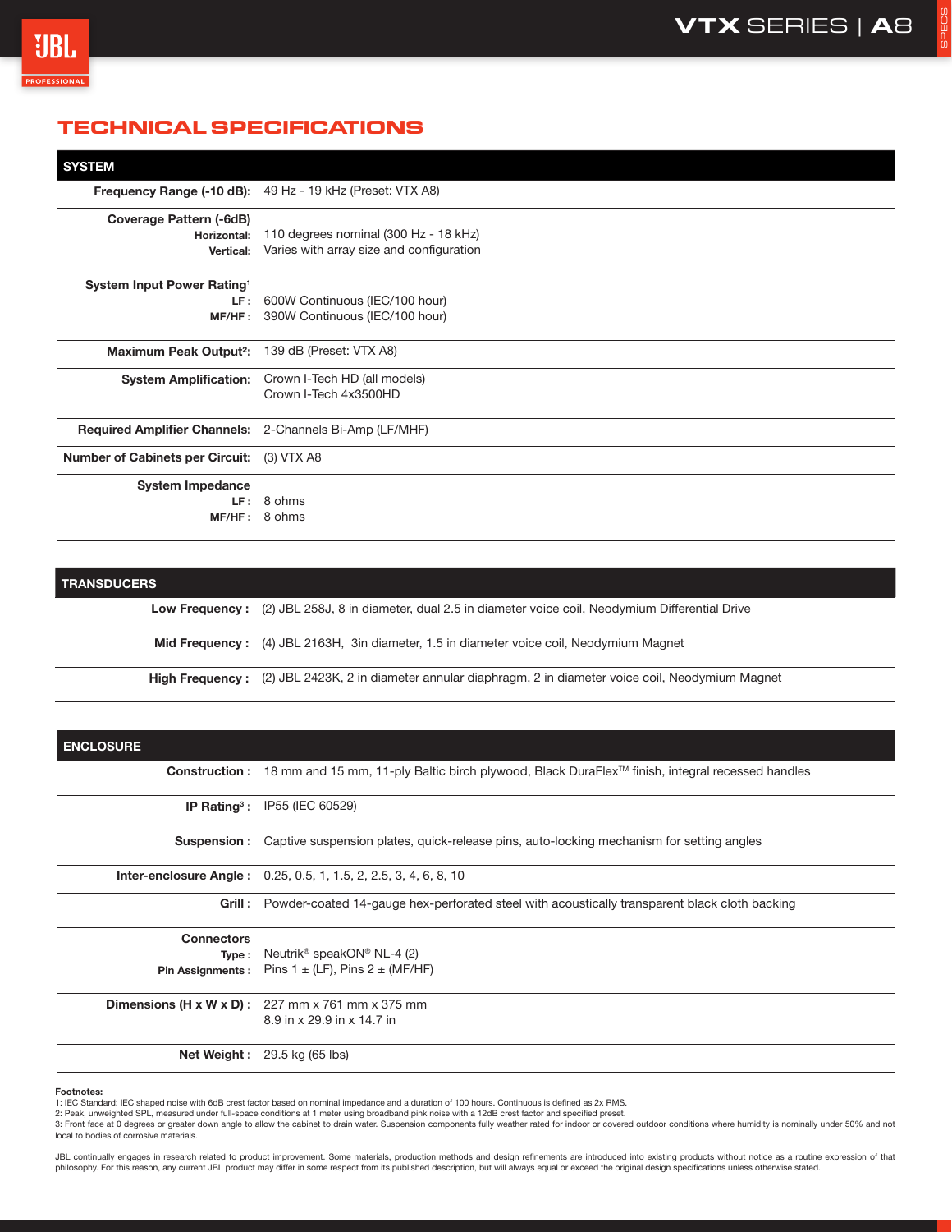## TECHNICAL SPECIFICATIONS

| SYSTEM | |
|---|---|
| **Frequency Range (-10 dB):** | 49 Hz - 19 kHz (Preset: VTX A8) |
| **Coverage Pattern (-6dB)** | |
| **Horizontal:** | 110 degrees nominal (300 Hz - 18 kHz) |
| **Vertical:** | Varies with array size and configuration |
| **System Input Power Rating[1]** | |
| **LF :** | 600W Continuous (IEC/100 hour) |
| **MF/HF :** | 390W Continuous (IEC/100 hour) |
| **Maximum Peak Output[2]:** | 139 dB (Preset: VTX A8) |
| **System Amplification:** | Crown I-Tech HD (all models)<br>Crown I-Tech 4x3500HD |
| **Required Amplifier Channels:** | 2-Channels Bi-Amp (LF/MHF) |
| **Number of Cabinets per Circuit:** | (3) VTX A8 |
| **System Impedance** | |
| **LF :** | 8 ohms |
| **MF/HF :** | 8 ohms |

| TRANSDUCERS | |
|---|---|
| **Low Frequency :** | (2) JBL 258J, 8 in diameter, dual 2.5 in diameter voice coil, Neodymium Differential Drive |
| **Mid Frequency :** | (4) JBL 2163H, 3in diameter, 1.5 in diameter voice coil, Neodymium Magnet |
| **High Frequency :** | (2) JBL 2423K, 2 in diameter annular diaphragm, 2 in diameter voice coil, Neodymium Magnet |

| ENCLOSURE | |
|---|---|
| **Construction :** | 18 mm and 15 mm, 11-ply Baltic birch plywood, Black DuraFlex™ finish, integral recessed handles |
| **IP Rating[3] :** | IP55 (IEC 60529) |
| **Suspension :** | Captive suspension plates, quick-release pins, auto-locking mechanism for setting angles |
| **Inter-enclosure Angle :** | 0.25, 0.5, 1, 1.5, 2, 2.5, 3, 4, 6, 8, 10 |
| **Grill :** | Powder-coated 14-gauge hex-perforated steel with acoustically transparent black cloth backing |
| **Connectors** | |
| **Type :** | Neutrik® speakON® NL-4 (2) |
| **Pin Assignments :** | Pins 1 ± (LF), Pins 2 ± (MF/HF) |
| **Dimensions (H x W x D) :** | 227 mm x 761 mm x 375 mm<br>8.9 in x 29.9 in x 14.7 in |
| **Net Weight :** | 29.5 kg (65 lbs) |

**Footnotes:**

1: IEC Standard: IEC shaped noise with 6dB crest factor based on nominal impedance and a duration of 100 hours. Continuous is defined as 2x RMS.
2: Peak, unweighted SPL, measured under full-space conditions at 1 meter using broadband pink noise with a 12dB crest factor and specified preset.
3: Front face at 0 degrees or greater down angle to allow the cabinet to drain water. Suspension components fully weather rated for indoor or covered outdoor conditions where humidity is nominally under 50% and not local to bodies of corrosive materials.

JBL continually engages in research related to product improvement. Some materials, production methods and design refinements are introduced into existing products without notice as a routine expression of that philosophy. For this reason, any current JBL product may differ in some respect from its published description, but will always equal or exceed the original design specifications unless otherwise stated.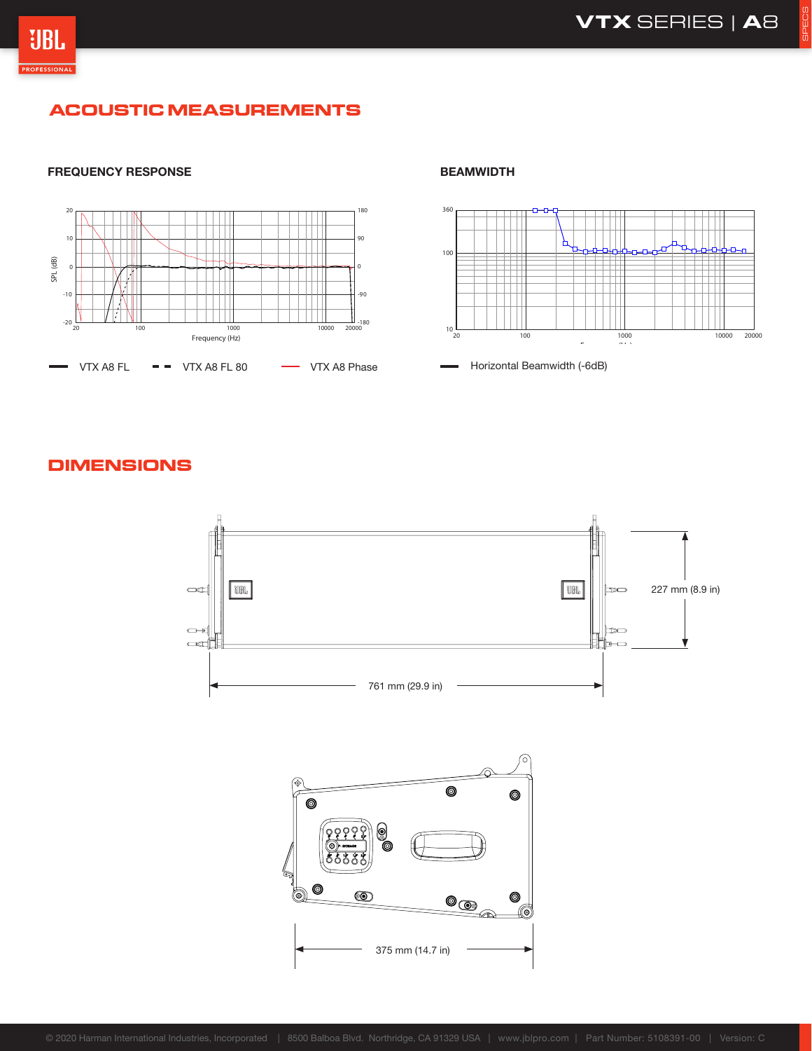## ACOUSTIC MEASUREMENTS

### FREQUENCY RESPONSE

20
10
0
-10
-20
SPL (dB)
180
90
0
-90
-180
20
100
1000
10000
20000
Frequency (Hz)

VTX A8 FL
VTX A8 FL 80
VTX A8 Phase

### BEAMWIDTH

360
100
10
20
100
1000
10000
20000

Horizontal Beamwidth (-6dB)

## DIMENSIONS

227 mm (8.9 in)

761 mm (29.9 in)

375 mm (14.7 in)